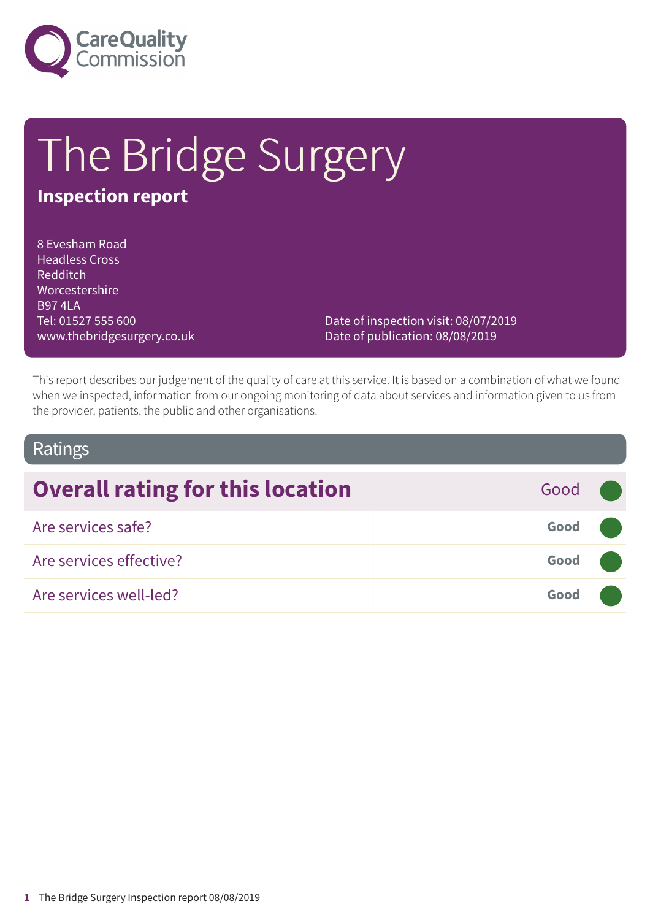Care Quality Commission

# The Bridge Surgery

## Inspection report

8 Evesham Road
Headless Cross
Redditch
Worcestershire
B97 4LA
Tel: 01527 555 600
www.thebridgesurgery.co.uk

Date of inspection visit: 08/07/2019
Date of publication: 08/08/2019

This report describes our judgement of the quality of care at this service. It is based on a combination of what we found when we inspected, information from our ongoing monitoring of data about services and information given to us from the provider, patients, the public and other organisations.

## Ratings

| Overall rating for this location | Good |
| --- | --- |
| Are services safe? | Good |
| Are services effective? | Good |
| Are services well-led? | Good |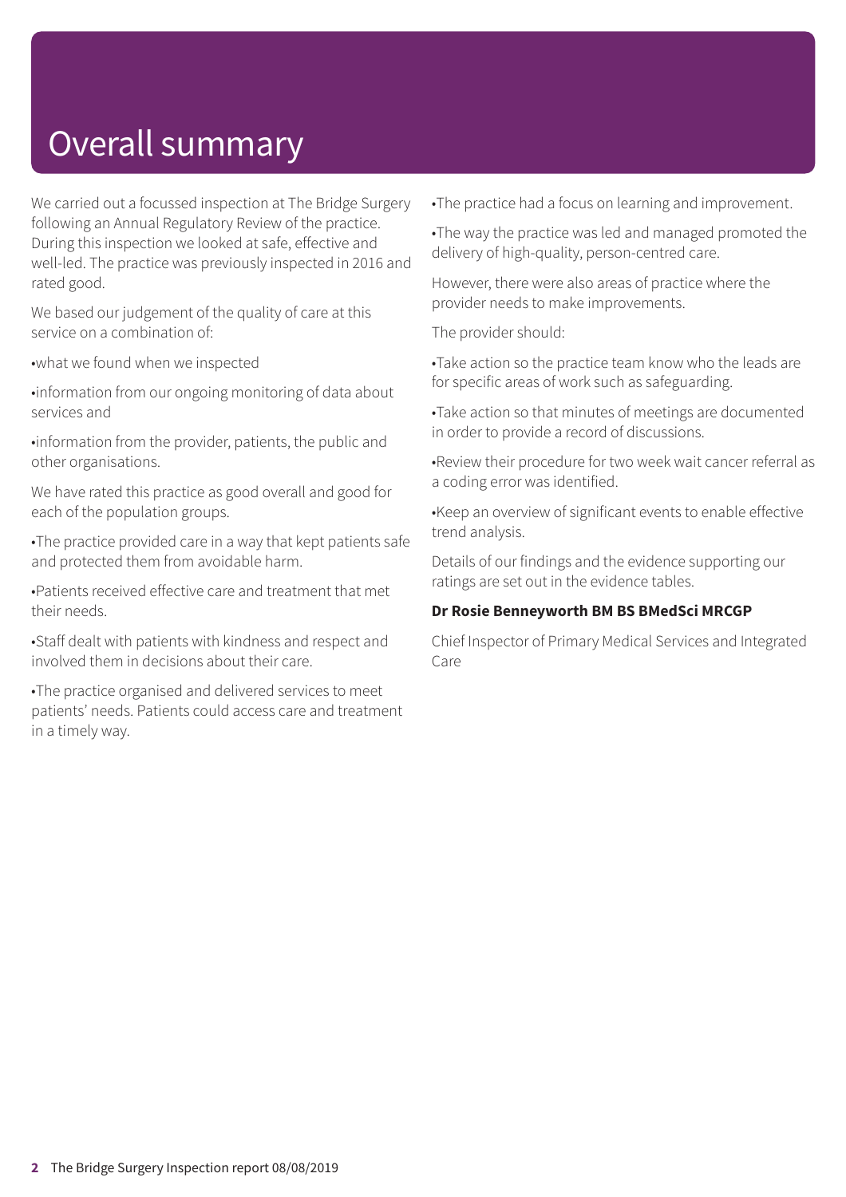# Overall summary

We carried out a focussed inspection at The Bridge Surgery following an Annual Regulatory Review of the practice. During this inspection we looked at safe, effective and well-led. The practice was previously inspected in 2016 and rated good.

We based our judgement of the quality of care at this service on a combination of:

- what we found when we inspected
- information from our ongoing monitoring of data about services and
- information from the provider, patients, the public and other organisations.

We have rated this practice as good overall and good for each of the population groups.

- The practice provided care in a way that kept patients safe and protected them from avoidable harm.
- Patients received effective care and treatment that met their needs.
- Staff dealt with patients with kindness and respect and involved them in decisions about their care.
- The practice organised and delivered services to meet patients' needs. Patients could access care and treatment in a timely way.
- The practice had a focus on learning and improvement.
- The way the practice was led and managed promoted the delivery of high-quality, person-centred care.

However, there were also areas of practice where the provider needs to make improvements.

The provider should:

- Take action so the practice team know who the leads are for specific areas of work such as safeguarding.
- Take action so that minutes of meetings are documented in order to provide a record of discussions.
- Review their procedure for two week wait cancer referral as a coding error was identified.
- Keep an overview of significant events to enable effective trend analysis.

Details of our findings and the evidence supporting our ratings are set out in the evidence tables.

**Dr Rosie Benneyworth BM BS BMedSci MRCGP**

Chief Inspector of Primary Medical Services and Integrated Care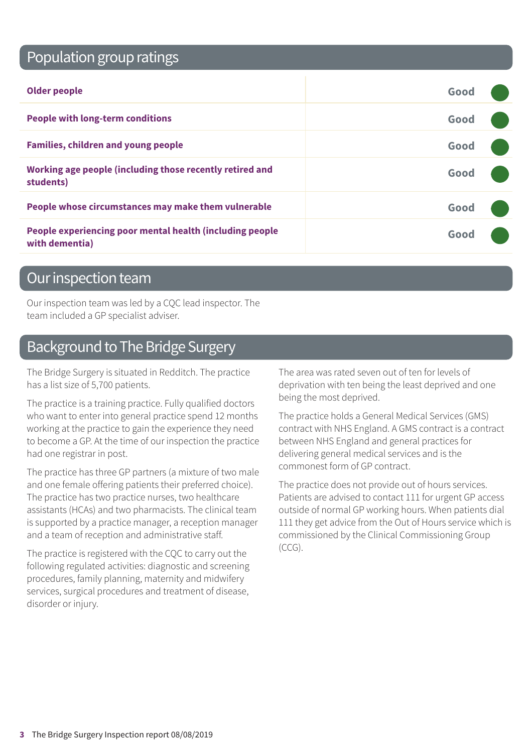## Population group ratings

| | |
|---|---|
| **Older people** | Good |
| **People with long-term conditions** | Good |
| **Families, children and young people** | Good |
| **Working age people (including those recently retired and students)** | Good |
| **People whose circumstances may make them vulnerable** | Good |
| **People experiencing poor mental health (including people with dementia)** | Good |

## Our inspection team

Our inspection team was led by a CQC lead inspector. The team included a GP specialist adviser.

## Background to The Bridge Surgery

The Bridge Surgery is situated in Redditch. The practice has a list size of 5,700 patients.

The practice is a training practice. Fully qualified doctors who want to enter into general practice spend 12 months working at the practice to gain the experience they need to become a GP. At the time of our inspection the practice had one registrar in post.

The practice has three GP partners (a mixture of two male and one female offering patients their preferred choice). The practice has two practice nurses, two healthcare assistants (HCAs) and two pharmacists. The clinical team is supported by a practice manager, a reception manager and a team of reception and administrative staff.

The practice is registered with the CQC to carry out the following regulated activities: diagnostic and screening procedures, family planning, maternity and midwifery services, surgical procedures and treatment of disease, disorder or injury.

The area was rated seven out of ten for levels of deprivation with ten being the least deprived and one being the most deprived.

The practice holds a General Medical Services (GMS) contract with NHS England. A GMS contract is a contract between NHS England and general practices for delivering general medical services and is the commonest form of GP contract.

The practice does not provide out of hours services. Patients are advised to contact 111 for urgent GP access outside of normal GP working hours. When patients dial 111 they get advice from the Out of Hours service which is commissioned by the Clinical Commissioning Group (CCG).